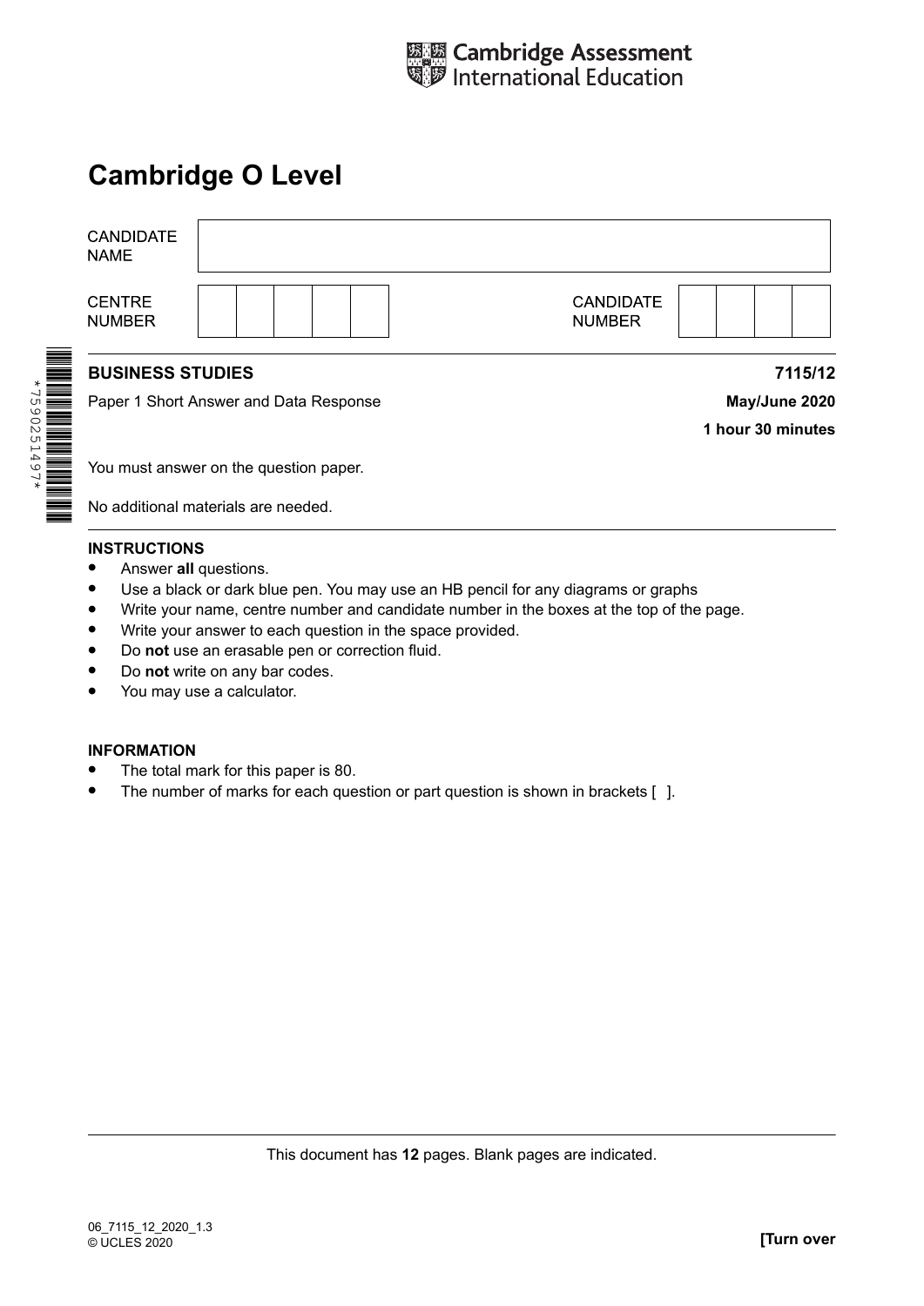Cambridge Assessment International Education

# Cambridge O Level

| | |
|---|---|
| CANDIDATE NAME | |
| CENTRE NUMBER | |
| CANDIDATE NUMBER | |

*7590251497*

**BUSINESS STUDIES** **7115/12**

Paper 1 Short Answer and Data Response **May/June 2020**

**1 hour 30 minutes**

You must answer on the question paper.

No additional materials are needed.

**INSTRUCTIONS**

- Answer **all** questions.
- Use a black or dark blue pen. You may use an HB pencil for any diagrams or graphs
- Write your name, centre number and candidate number in the boxes at the top of the page.
- Write your answer to each question in the space provided.
- Do **not** use an erasable pen or correction fluid.
- Do **not** write on any bar codes.
- You may use a calculator.

**INFORMATION**

- The total mark for this paper is 80.
- The number of marks for each question or part question is shown in brackets [ ].

This document has **12** pages. Blank pages are indicated.

06_7115_12_2020_1.3
© UCLES 2020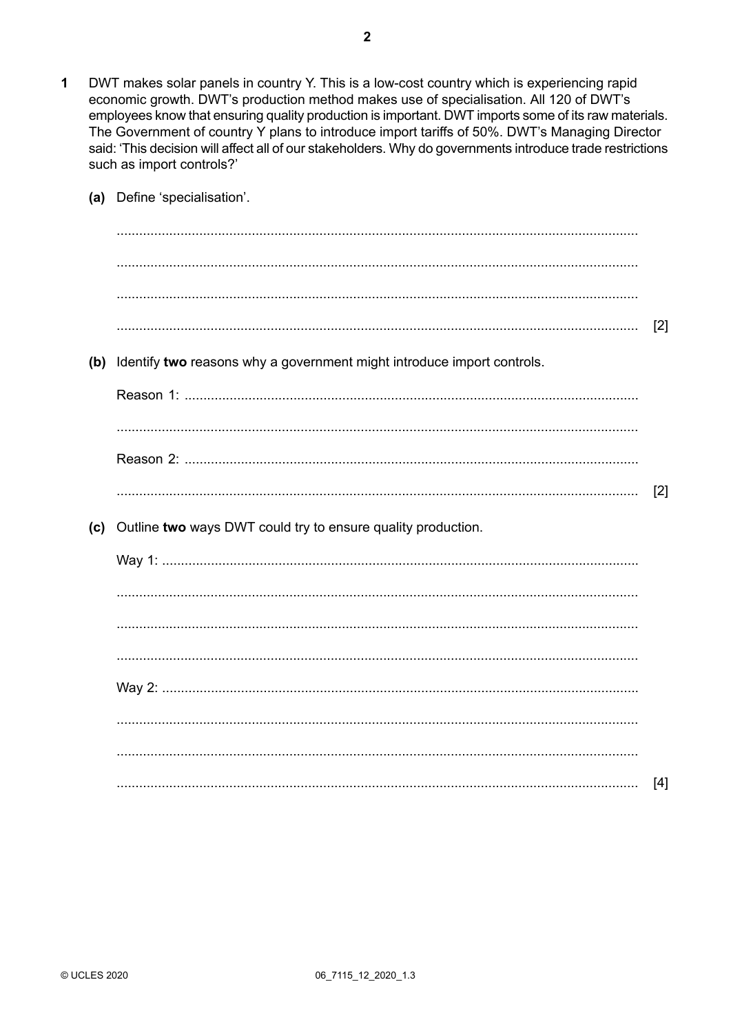**1** DWT makes solar panels in country Y. This is a low-cost country which is experiencing rapid economic growth. DWT's production method makes use of specialisation. All 120 of DWT's employees know that ensuring quality production is important. DWT imports some of its raw materials. The Government of country Y plans to introduce import tariffs of 50%. DWT's Managing Director said: 'This decision will affect all of our stakeholders. Why do governments introduce trade restrictions such as import controls?'

**(a)** Define 'specialisation'.

..........................................................................................................................................

..........................................................................................................................................

..........................................................................................................................................

.......................................................................................................................................... [2]

**(b)** Identify **two** reasons why a government might introduce import controls.

Reason 1: ..........................................................................................................................

..........................................................................................................................................

Reason 2: ..........................................................................................................................

.......................................................................................................................................... [2]

**(c)** Outline **two** ways DWT could try to ensure quality production.

Way 1: ..............................................................................................................................

..........................................................................................................................................

..........................................................................................................................................

..........................................................................................................................................

Way 2: ..............................................................................................................................

..........................................................................................................................................

..........................................................................................................................................

.......................................................................................................................................... [4]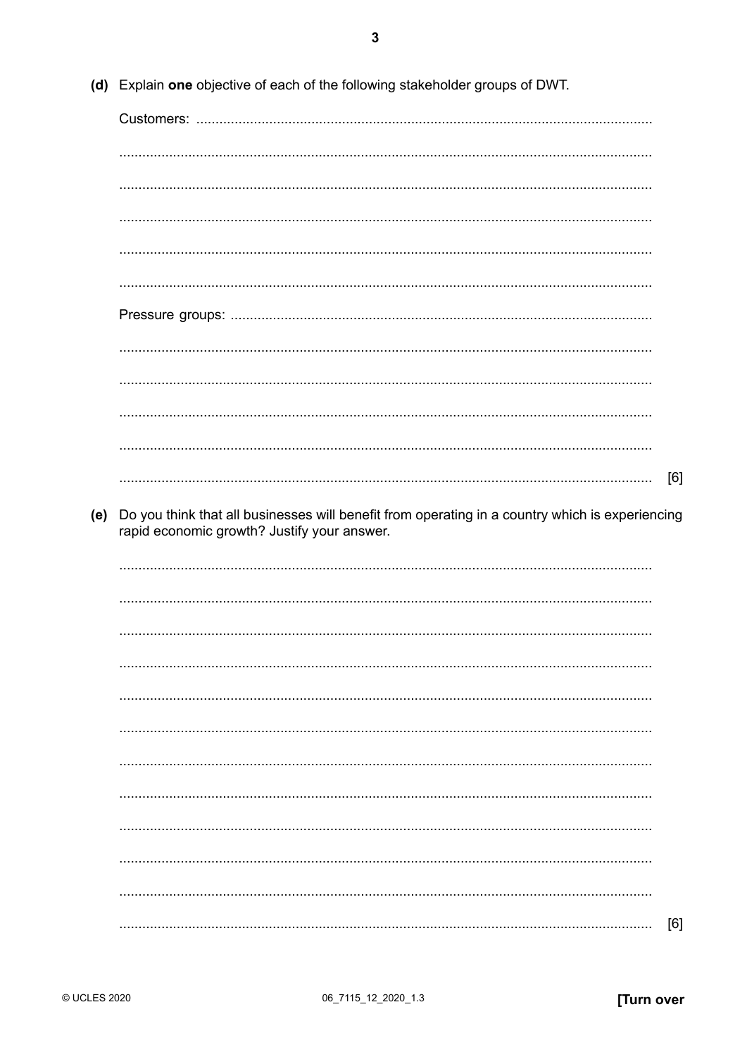**(d)** Explain **one** objective of each of the following stakeholder groups of DWT.

Customers: ..........................................................................................................

..........................................................................................................

..........................................................................................................

..........................................................................................................

..........................................................................................................

..........................................................................................................

Pressure groups: ..........................................................................................................

..........................................................................................................

..........................................................................................................

..........................................................................................................

..........................................................................................................

.......................................................................................................... [6]

**(e)** Do you think that all businesses will benefit from operating in a country which is experiencing rapid economic growth? Justify your answer.

..........................................................................................................

..........................................................................................................

..........................................................................................................

..........................................................................................................

..........................................................................................................

..........................................................................................................

..........................................................................................................

..........................................................................................................

..........................................................................................................

..........................................................................................................

..........................................................................................................

.......................................................................................................... [6]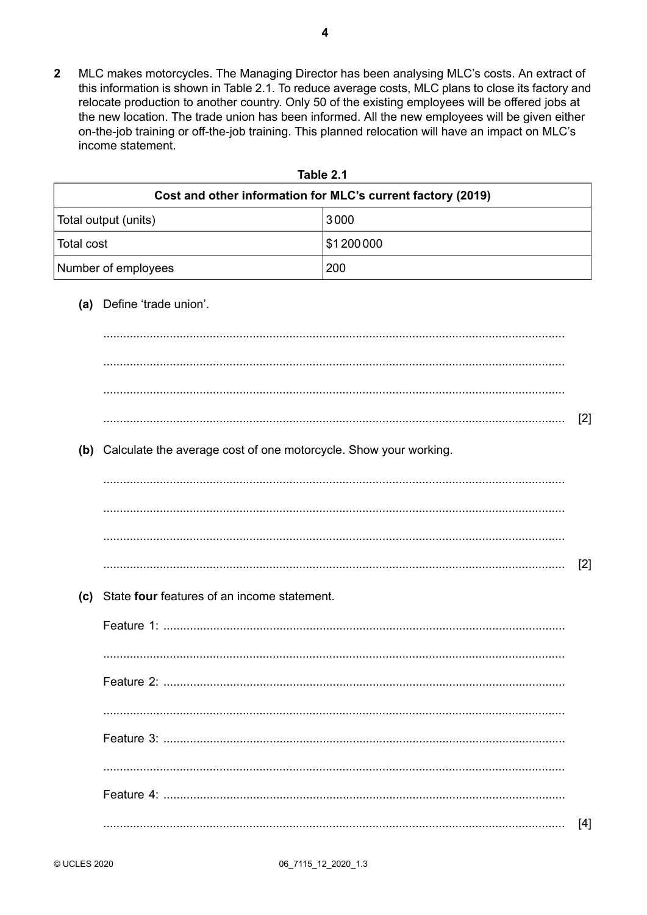**2** MLC makes motorcycles. The Managing Director has been analysing MLC's costs. An extract of this information is shown in Table 2.1. To reduce average costs, MLC plans to close its factory and relocate production to another country. Only 50 of the existing employees will be offered jobs at the new location. The trade union has been informed. All the new employees will be given either on-the-job training or off-the-job training. This planned relocation will have an impact on MLC's income statement.

**Table 2.1**

| Cost and other information for MLC's current factory (2019) | |
|---|---|
| Total output (units) | 3000 |
| Total cost | $1 200 000 |
| Number of employees | 200 |

**(a)** Define 'trade union'.

..........................................................................................................................................

..........................................................................................................................................

..........................................................................................................................................

.......................................................................................................................................... [2]

**(b)** Calculate the average cost of one motorcycle. Show your working.

..........................................................................................................................................

..........................................................................................................................................

..........................................................................................................................................

.......................................................................................................................................... [2]

**(c)** State **four** features of an income statement.

Feature 1: ..........................................................................................................................

..........................................................................................................................................

Feature 2: ..........................................................................................................................

..........................................................................................................................................

Feature 3: ..........................................................................................................................

..........................................................................................................................................

Feature 4: ..........................................................................................................................

.......................................................................................................................................... [4]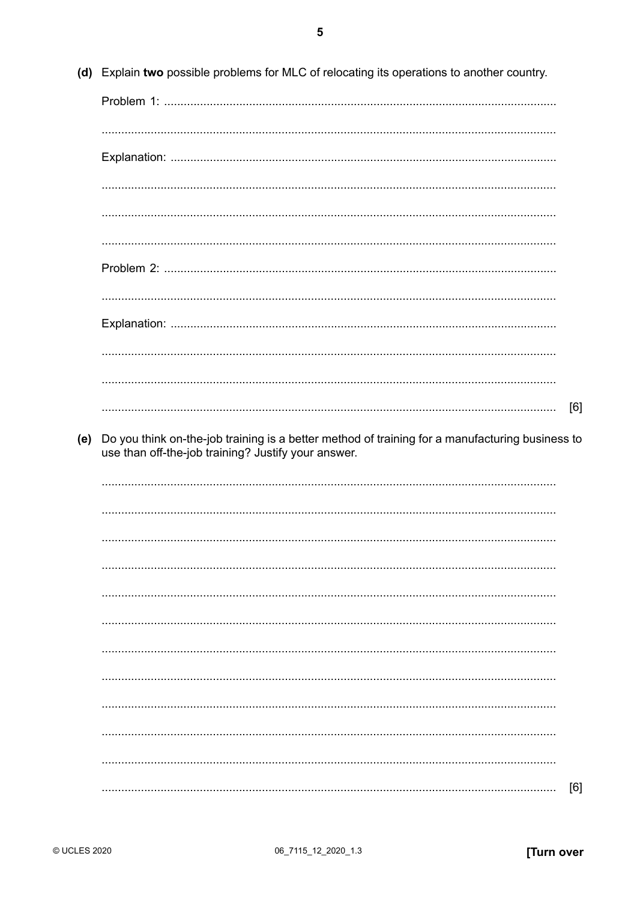(d) Explain **two** possible problems for MLC of relocating its operations to another country.

Problem 1: ...........................................................................................................

...........................................................................................................

Explanation: ...........................................................................................................

...........................................................................................................

...........................................................................................................

...........................................................................................................

Problem 2: ...........................................................................................................

...........................................................................................................

Explanation: ...........................................................................................................

...........................................................................................................

...........................................................................................................

........................................................................................................... [6]

(e) Do you think on-the-job training is a better method of training for a manufacturing business to use than off-the-job training? Justify your answer.

...........................................................................................................

...........................................................................................................

...........................................................................................................

...........................................................................................................

...........................................................................................................

...........................................................................................................

...........................................................................................................

...........................................................................................................

...........................................................................................................

...........................................................................................................

...........................................................................................................

........................................................................................................... [6]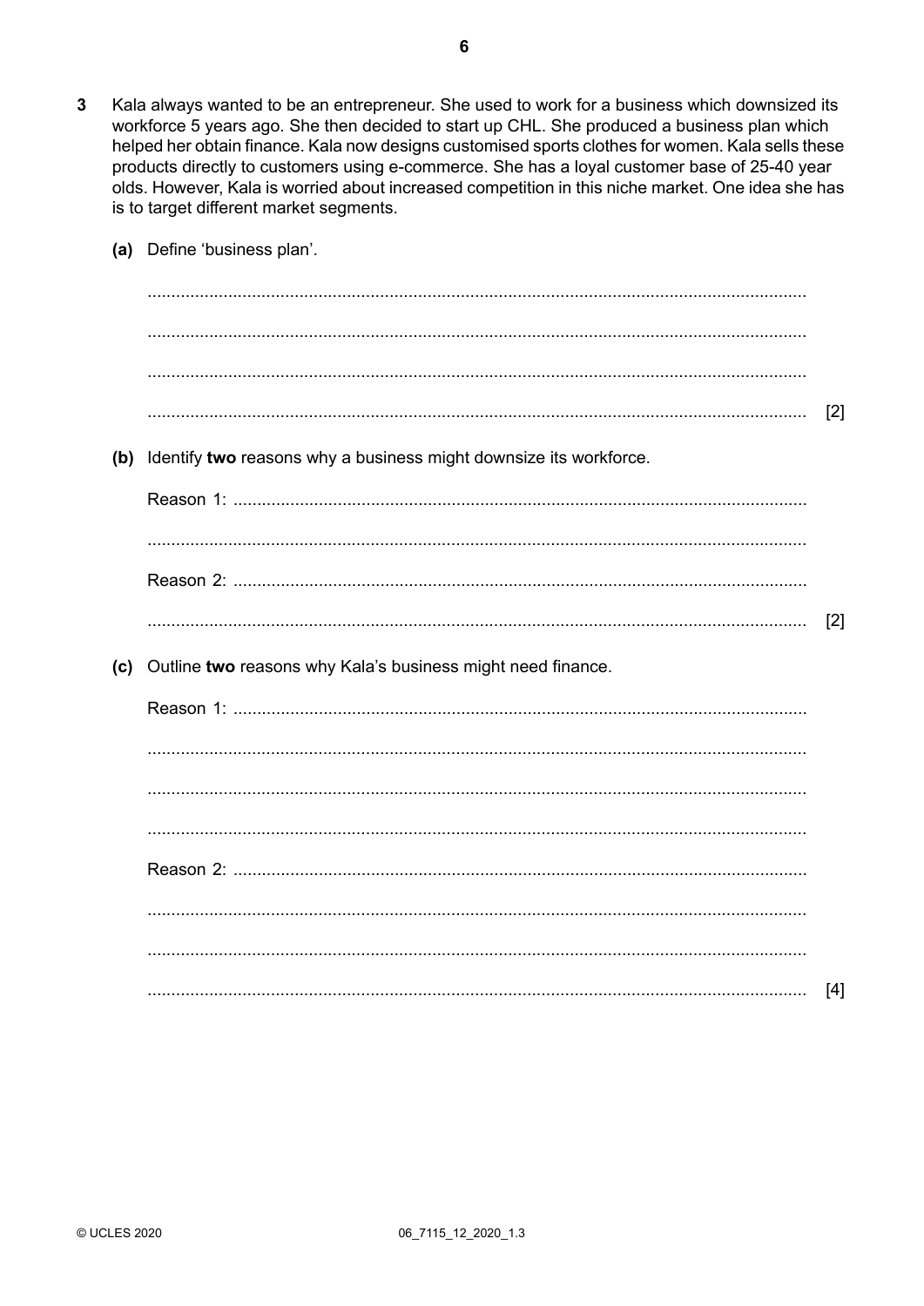**3** Kala always wanted to be an entrepreneur. She used to work for a business which downsized its workforce 5 years ago. She then decided to start up CHL. She produced a business plan which helped her obtain finance. Kala now designs customised sports clothes for women. Kala sells these products directly to customers using e-commerce. She has a loyal customer base of 25-40 year olds. However, Kala is worried about increased competition in this niche market. One idea she has is to target different market segments.

**(a)** Define 'business plan'.

..........................................................................................................................................

..........................................................................................................................................

..........................................................................................................................................

.......................................................................................................................................... [2]

**(b)** Identify **two** reasons why a business might downsize its workforce.

Reason 1: ..........................................................................................................................

..........................................................................................................................................

Reason 2: ..........................................................................................................................

.......................................................................................................................................... [2]

**(c)** Outline **two** reasons why Kala's business might need finance.

Reason 1: ..........................................................................................................................

..........................................................................................................................................

..........................................................................................................................................

..........................................................................................................................................

Reason 2: ..........................................................................................................................

..........................................................................................................................................

..........................................................................................................................................

.......................................................................................................................................... [4]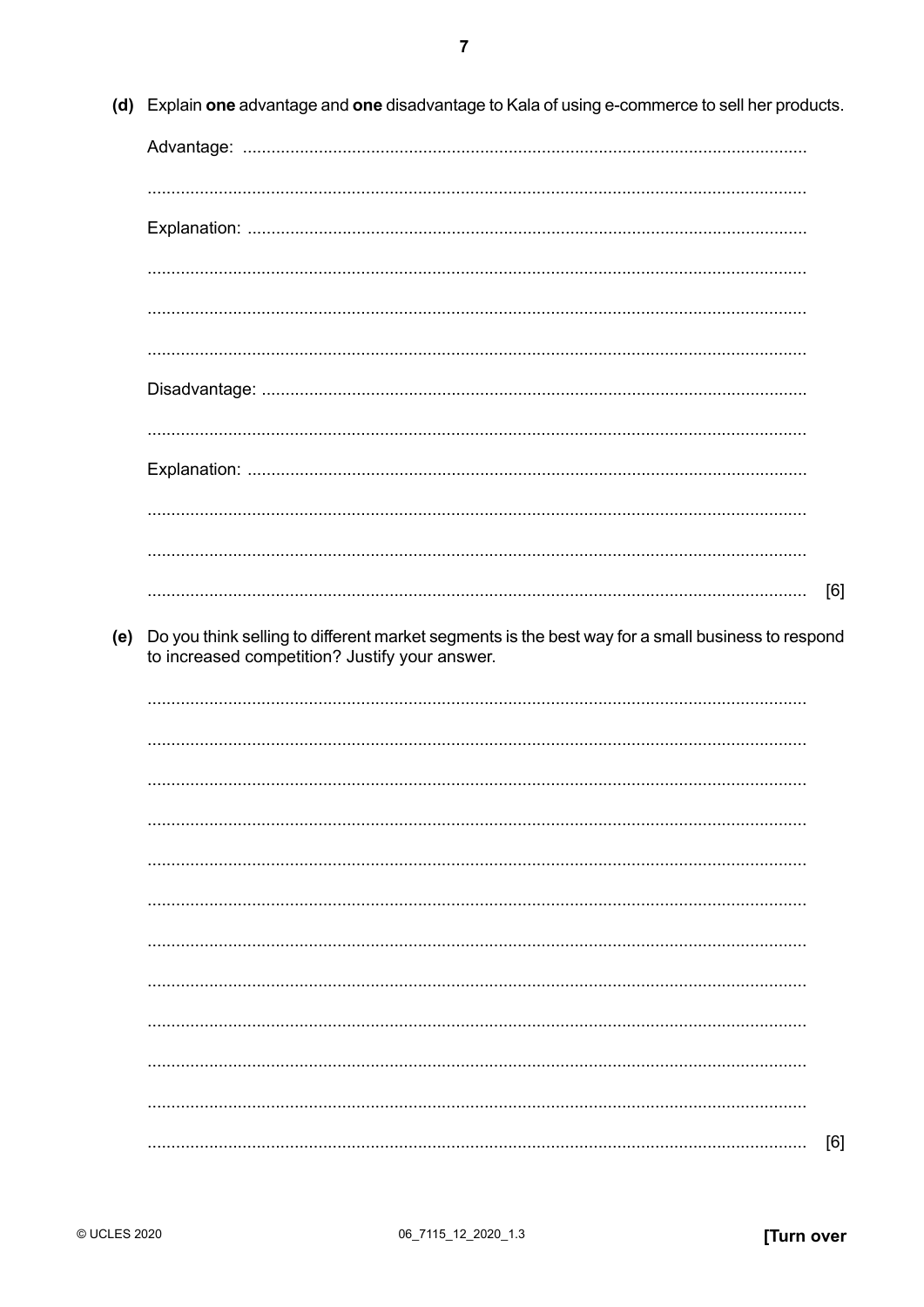**(d)** Explain **one** advantage and **one** disadvantage to Kala of using e-commerce to sell her products.

Advantage: ..........................................................................................................................

..........................................................................................................................................

Explanation: ........................................................................................................................

..........................................................................................................................................

..........................................................................................................................................

..........................................................................................................................................

Disadvantage: .....................................................................................................................

..........................................................................................................................................

Explanation: ........................................................................................................................

..........................................................................................................................................

..........................................................................................................................................

.......................................................................................................................................... [6]

**(e)** Do you think selling to different market segments is the best way for a small business to respond to increased competition? Justify your answer.

..........................................................................................................................................

..........................................................................................................................................

..........................................................................................................................................

..........................................................................................................................................

..........................................................................................................................................

..........................................................................................................................................

..........................................................................................................................................

..........................................................................................................................................

..........................................................................................................................................

..........................................................................................................................................

..........................................................................................................................................

.......................................................................................................................................... [6]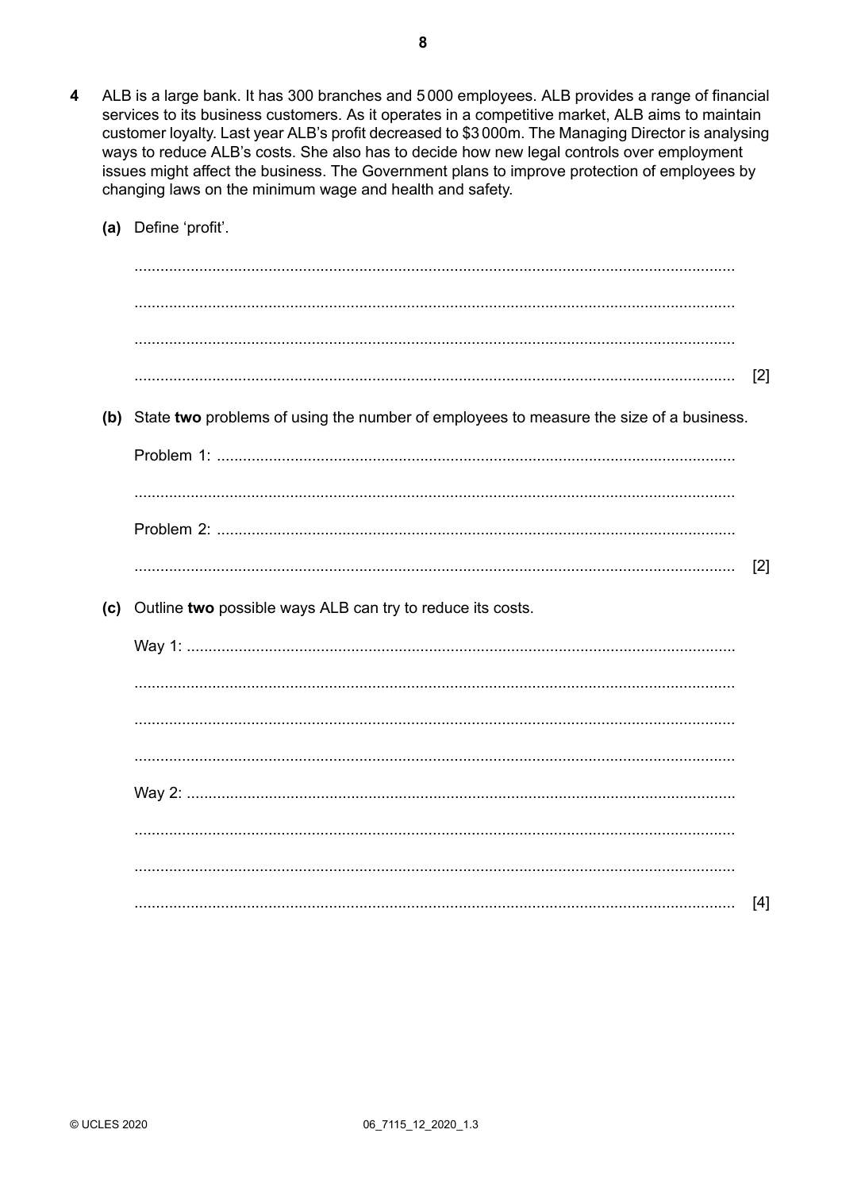**4** ALB is a large bank. It has 300 branches and 5000 employees. ALB provides a range of financial services to its business customers. As it operates in a competitive market, ALB aims to maintain customer loyalty. Last year ALB's profit decreased to $3000m. The Managing Director is analysing ways to reduce ALB's costs. She also has to decide how new legal controls over employment issues might affect the business. The Government plans to improve protection of employees by changing laws on the minimum wage and health and safety.

**(a)** Define 'profit'.

..........................................................................................................................................

..........................................................................................................................................

..........................................................................................................................................

.......................................................................................................................................... [2]

**(b)** State **two** problems of using the number of employees to measure the size of a business.

Problem 1: ..........................................................................................................................

..........................................................................................................................................

Problem 2: ..........................................................................................................................

.......................................................................................................................................... [2]

**(c)** Outline **two** possible ways ALB can try to reduce its costs.

Way 1: ..................................................................................................................................

..........................................................................................................................................

..........................................................................................................................................

..........................................................................................................................................

Way 2: ..................................................................................................................................

..........................................................................................................................................

..........................................................................................................................................

.......................................................................................................................................... [4]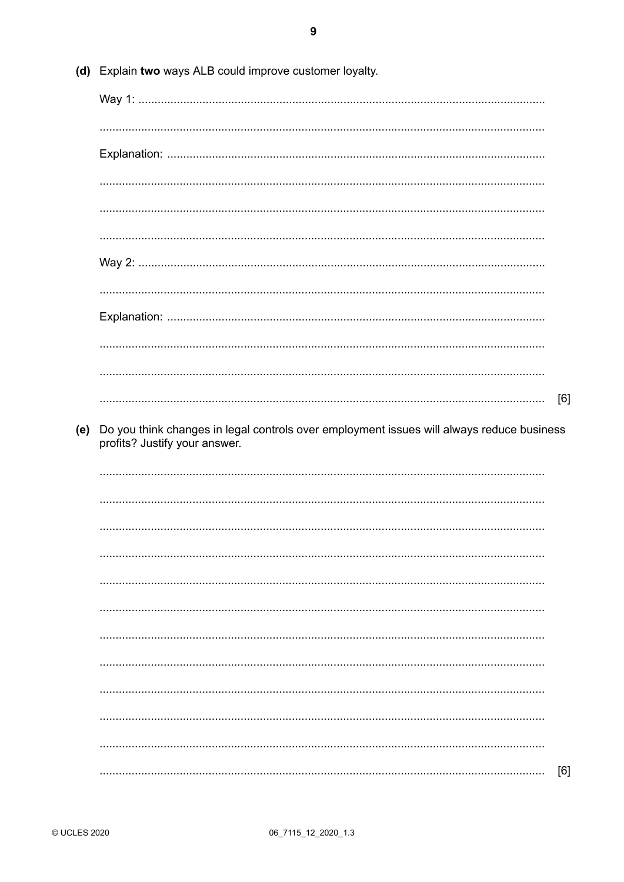(d) Explain **two** ways ALB could improve customer loyalty.

Way 1: ..............................................................................................................................

..............................................................................................................................

Explanation: ..............................................................................................................................

..............................................................................................................................

..............................................................................................................................

..............................................................................................................................

Way 2: ..............................................................................................................................

..............................................................................................................................

Explanation: ..............................................................................................................................

..............................................................................................................................

..............................................................................................................................

.............................................................................................................................. [6]

(e) Do you think changes in legal controls over employment issues will always reduce business profits? Justify your answer.

..............................................................................................................................

..............................................................................................................................

..............................................................................................................................

..............................................................................................................................

..............................................................................................................................

..............................................................................................................................

..............................................................................................................................

..............................................................................................................................

..............................................................................................................................

..............................................................................................................................

..............................................................................................................................

.............................................................................................................................. [6]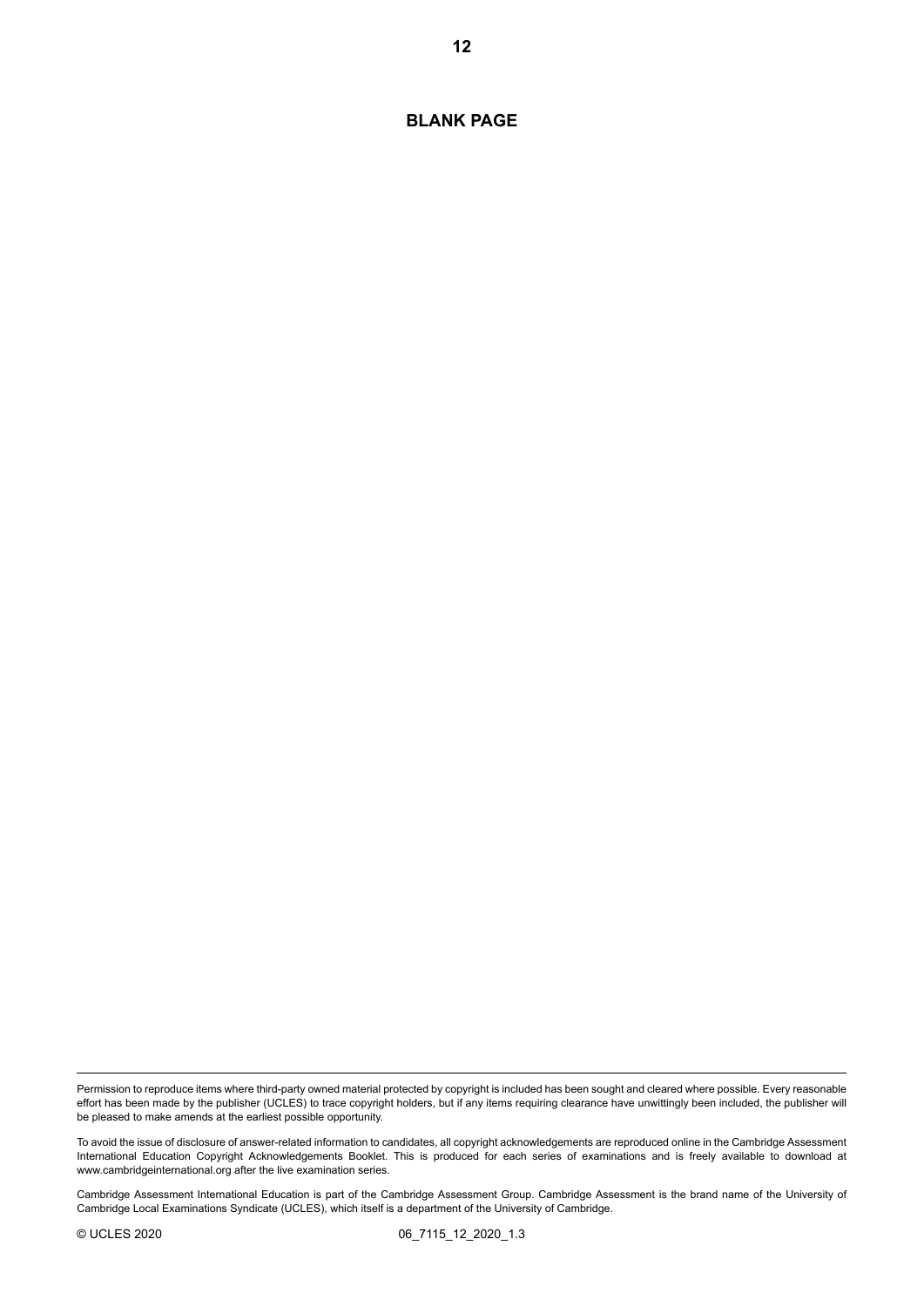**BLANK PAGE**

Permission to reproduce items where third-party owned material protected by copyright is included has been sought and cleared where possible. Every reasonable effort has been made by the publisher (UCLES) to trace copyright holders, but if any items requiring clearance have unwittingly been included, the publisher will be pleased to make amends at the earliest possible opportunity.

To avoid the issue of disclosure of answer-related information to candidates, all copyright acknowledgements are reproduced online in the Cambridge Assessment International Education Copyright Acknowledgements Booklet. This is produced for each series of examinations and is freely available to download at www.cambridgeinternational.org after the live examination series.

Cambridge Assessment International Education is part of the Cambridge Assessment Group. Cambridge Assessment is the brand name of the University of Cambridge Local Examinations Syndicate (UCLES), which itself is a department of the University of Cambridge.

© UCLES 2020 06_7115_12_2020_1.3